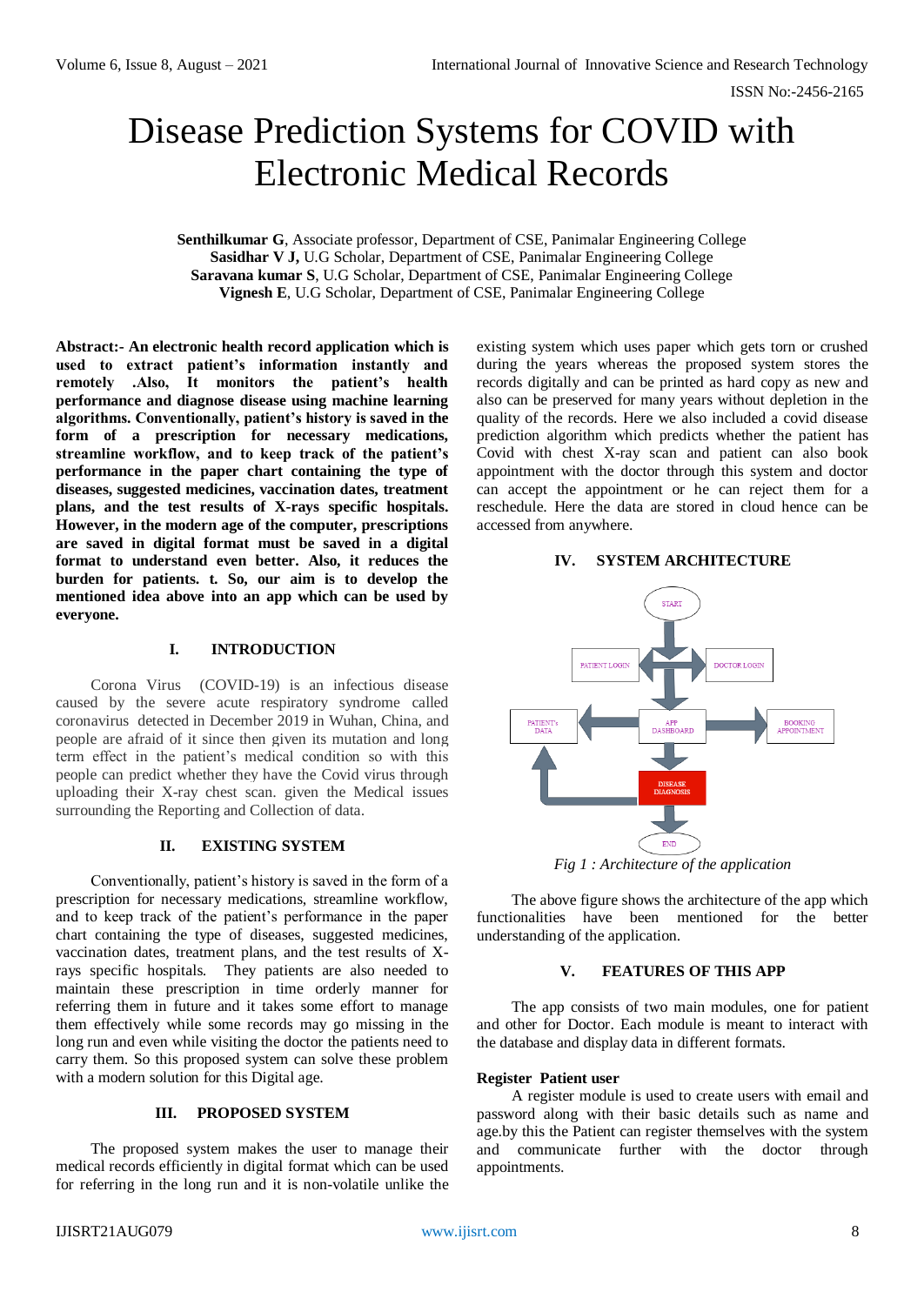# Disease Prediction Systems for COVID with Electronic Medical Records

**Senthilkumar G**, Associate professor, Department of CSE, Panimalar Engineering College
**Sasidhar V J,** U.G Scholar, Department of CSE, Panimalar Engineering College
**Saravana kumar S**, U.G Scholar, Department of CSE, Panimalar Engineering College
**Vignesh E**, U.G Scholar, Department of CSE, Panimalar Engineering College

**Abstract:- An electronic health record application which is used to extract patient's information instantly and remotely .Also, It monitors the patient's health performance and diagnose disease using machine learning algorithms. Conventionally, patient's history is saved in the form of a prescription for necessary medications, streamline workflow, and to keep track of the patient's performance in the paper chart containing the type of diseases, suggested medicines, vaccination dates, treatment plans, and the test results of X-rays specific hospitals. However, in the modern age of the computer, prescriptions are saved in digital format must be saved in a digital format to understand even better. Also, it reduces the burden for patients. t. So, our aim is to develop the mentioned idea above into an app which can be used by everyone.**

## I. INTRODUCTION

Corona Virus (COVID-19) is an infectious disease caused by the severe acute respiratory syndrome called coronavirus detected in December 2019 in Wuhan, China, and people are afraid of it since then given its mutation and long term effect in the patient's medical condition so with this people can predict whether they have the Covid virus through uploading their X-ray chest scan. given the Medical issues surrounding the Reporting and Collection of data.

## II. EXISTING SYSTEM

Conventionally, patient's history is saved in the form of a prescription for necessary medications, streamline workflow, and to keep track of the patient's performance in the paper chart containing the type of diseases, suggested medicines, vaccination dates, treatment plans, and the test results of X-rays specific hospitals. They patients are also needed to maintain these prescription in time orderly manner for referring them in future and it takes some effort to manage them effectively while some records may go missing in the long run and even while visiting the doctor the patients need to carry them. So this proposed system can solve these problem with a modern solution for this Digital age.

## III. PROPOSED SYSTEM

The proposed system makes the user to manage their medical records efficiently in digital format which can be used for referring in the long run and it is non-volatile unlike the existing system which uses paper which gets torn or crushed during the years whereas the proposed system stores the records digitally and can be printed as hard copy as new and also can be preserved for many years without depletion in the quality of the records. Here we also included a covid disease prediction algorithm which predicts whether the patient has Covid with chest X-ray scan and patient can also book appointment with the doctor through this system and doctor can accept the appointment or he can reject them for a reschedule. Here the data are stored in cloud hence can be accessed from anywhere.

## IV. SYSTEM ARCHITECTURE

*Fig 1 : Architecture of the application*

The above figure shows the architecture of the app which functionalities have been mentioned for the better understanding of the application.

## V. FEATURES OF THIS APP

The app consists of two main modules, one for patient and other for Doctor. Each module is meant to interact with the database and display data in different formats.

**Register Patient user**

A register module is used to create users with email and password along with their basic details such as name and age.by this the Patient can register themselves with the system and communicate further with the doctor through appointments.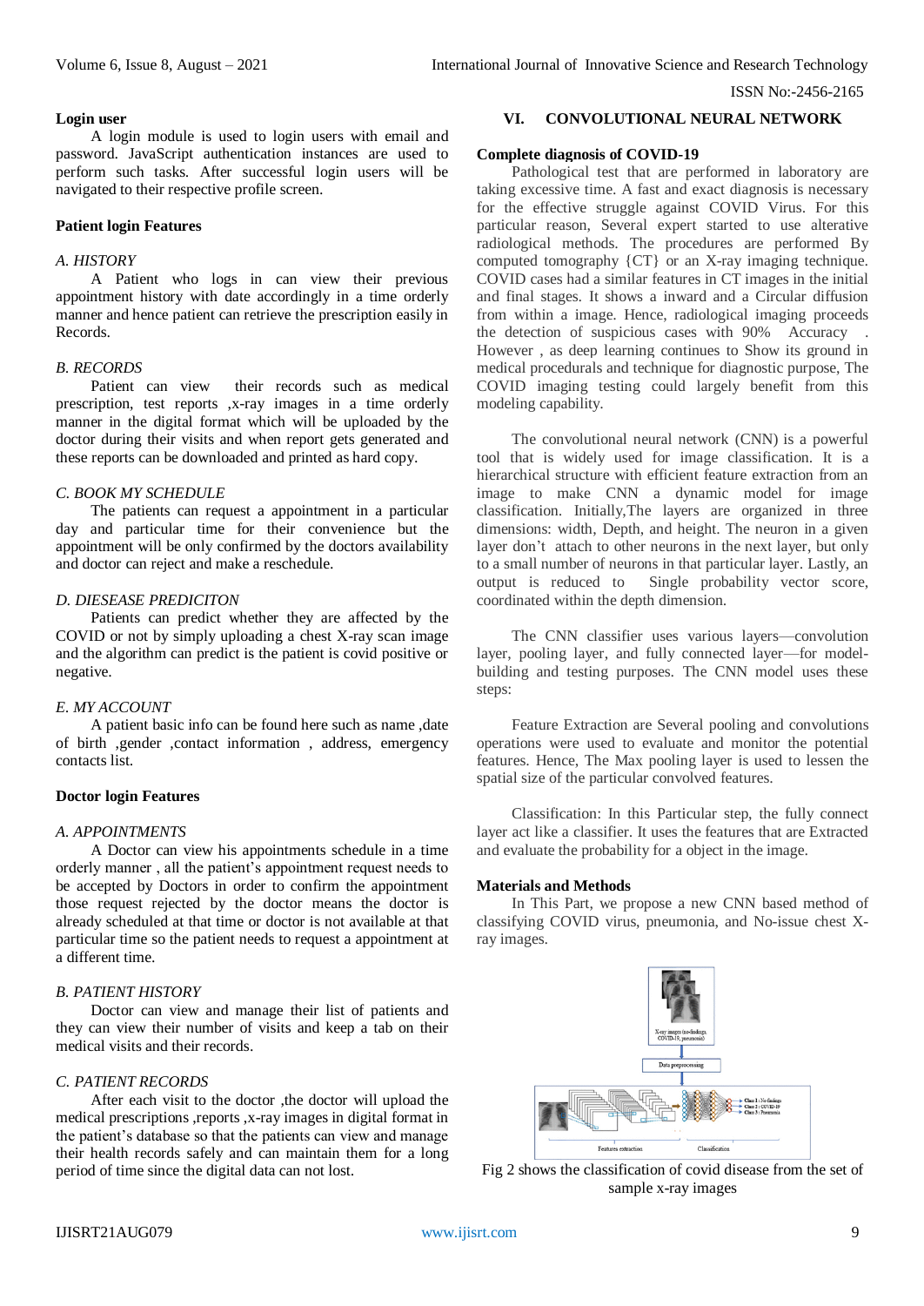### Login user

A login module is used to login users with email and password. JavaScript authentication instances are used to perform such tasks. After successful login users will be navigated to their respective profile screen.

### Patient login Features

*A. HISTORY*

A Patient who logs in can view their previous appointment history with date accordingly in a time orderly manner and hence patient can retrieve the prescription easily in Records.

*B. RECORDS*

Patient can view their records such as medical prescription, test reports ,x-ray images in a time orderly manner in the digital format which will be uploaded by the doctor during their visits and when report gets generated and these reports can be downloaded and printed as hard copy.

*C. BOOK MY SCHEDULE*

The patients can request a appointment in a particular day and particular time for their convenience but the appointment will be only confirmed by the doctors availability and doctor can reject and make a reschedule.

*D. DIESEASE PREDICITON*

Patients can predict whether they are affected by the COVID or not by simply uploading a chest X-ray scan image and the algorithm can predict is the patient is covid positive or negative.

*E. MY ACCOUNT*

A patient basic info can be found here such as name ,date of birth ,gender ,contact information , address, emergency contacts list.

### Doctor login Features

*A. APPOINTMENTS*

A Doctor can view his appointments schedule in a time orderly manner , all the patient's appointment request needs to be accepted by Doctors in order to confirm the appointment those request rejected by the doctor means the doctor is already scheduled at that time or doctor is not available at that particular time so the patient needs to request a appointment at a different time.

*B. PATIENT HISTORY*

Doctor can view and manage their list of patients and they can view their number of visits and keep a tab on their medical visits and their records.

*C. PATIENT RECORDS*

After each visit to the doctor ,the doctor will upload the medical prescriptions ,reports ,x-ray images in digital format in the patient's database so that the patients can view and manage their health records safely and can maintain them for a long period of time since the digital data can not lost.

## VI. CONVOLUTIONAL NEURAL NETWORK

### Complete diagnosis of COVID-19

Pathological test that are performed in laboratory are taking excessive time. A fast and exact diagnosis is necessary for the effective struggle against COVID Virus. For this particular reason, Several expert started to use alterative radiological methods. The procedures are performed By computed tomography {CT} or an X-ray imaging technique. COVID cases had a similar features in CT images in the initial and final stages. It shows a inward and a Circular diffusion from within a image. Hence, radiological imaging proceeds the detection of suspicious cases with 90% Accuracy . However , as deep learning continues to Show its ground in medical procedurals and technique for diagnostic purpose, The COVID imaging testing could largely benefit from this modeling capability.

The convolutional neural network (CNN) is a powerful tool that is widely used for image classification. It is a hierarchical structure with efficient feature extraction from an image to make CNN a dynamic model for image classification. Initially,The layers are organized in three dimensions: width, Depth, and height. The neuron in a given layer don't attach to other neurons in the next layer, but only to a small number of neurons in that particular layer. Lastly, an output is reduced to Single probability vector score, coordinated within the depth dimension.

The CNN classifier uses various layers—convolution layer, pooling layer, and fully connected layer—for model-building and testing purposes. The CNN model uses these steps:

Feature Extraction are Several pooling and convolutions operations were used to evaluate and monitor the potential features. Hence, The Max pooling layer is used to lessen the spatial size of the particular convolved features.

Classification: In this Particular step, the fully connect layer act like a classifier. It uses the features that are Extracted and evaluate the probability for a object in the image.

### Materials and Methods

In This Part, we propose a new CNN based method of classifying COVID virus, pneumonia, and No-issue chest X-ray images.

Fig 2 shows the classification of covid disease from the set of sample x-ray images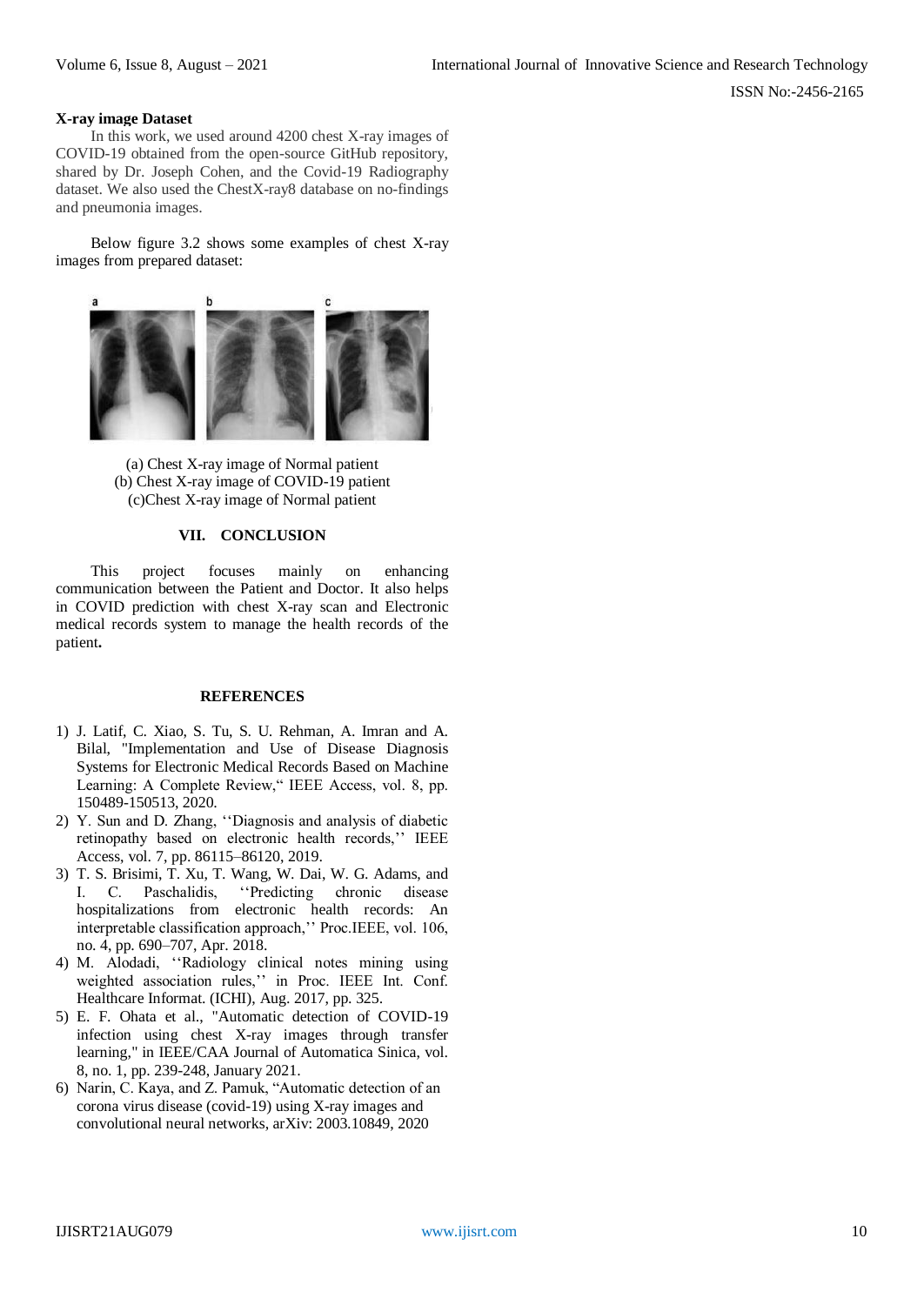**X-ray image Dataset**

In this work, we used around 4200 chest X-ray images of COVID-19 obtained from the open-source GitHub repository, shared by Dr. Joseph Cohen, and the Covid-19 Radiography dataset. We also used the ChestX-ray8 database on no-findings and pneumonia images.

Below figure 3.2 shows some examples of chest X-ray images from prepared dataset:

a b c

(a) Chest X-ray image of Normal patient
(b) Chest X-ray image of COVID-19 patient
(c)Chest X-ray image of Normal patient

## VII. CONCLUSION

This project focuses mainly on enhancing communication between the Patient and Doctor. It also helps in COVID prediction with chest X-ray scan and Electronic medical records system to manage the health records of the patient**.**

## REFERENCES

1) J. Latif, C. Xiao, S. Tu, S. U. Rehman, A. Imran and A. Bilal, "Implementation and Use of Disease Diagnosis Systems for Electronic Medical Records Based on Machine Learning: A Complete Review," IEEE Access, vol. 8, pp. 150489-150513, 2020.
2) Y. Sun and D. Zhang, ''Diagnosis and analysis of diabetic retinopathy based on electronic health records,'' IEEE Access, vol. 7, pp. 86115–86120, 2019.
3) T. S. Brisimi, T. Xu, T. Wang, W. Dai, W. G. Adams, and I. C. Paschalidis, ''Predicting chronic disease hospitalizations from electronic health records: An interpretable classification approach,'' Proc.IEEE, vol. 106, no. 4, pp. 690–707, Apr. 2018.
4) M. Alodadi, ''Radiology clinical notes mining using weighted association rules,'' in Proc. IEEE Int. Conf. Healthcare Informat. (ICHI), Aug. 2017, pp. 325.
5) E. F. Ohata et al., "Automatic detection of COVID-19 infection using chest X-ray images through transfer learning," in IEEE/CAA Journal of Automatica Sinica, vol. 8, no. 1, pp. 239-248, January 2021.
6) Narin, C. Kaya, and Z. Pamuk, "Automatic detection of an corona virus disease (covid-19) using X-ray images and convolutional neural networks, arXiv: 2003.10849, 2020